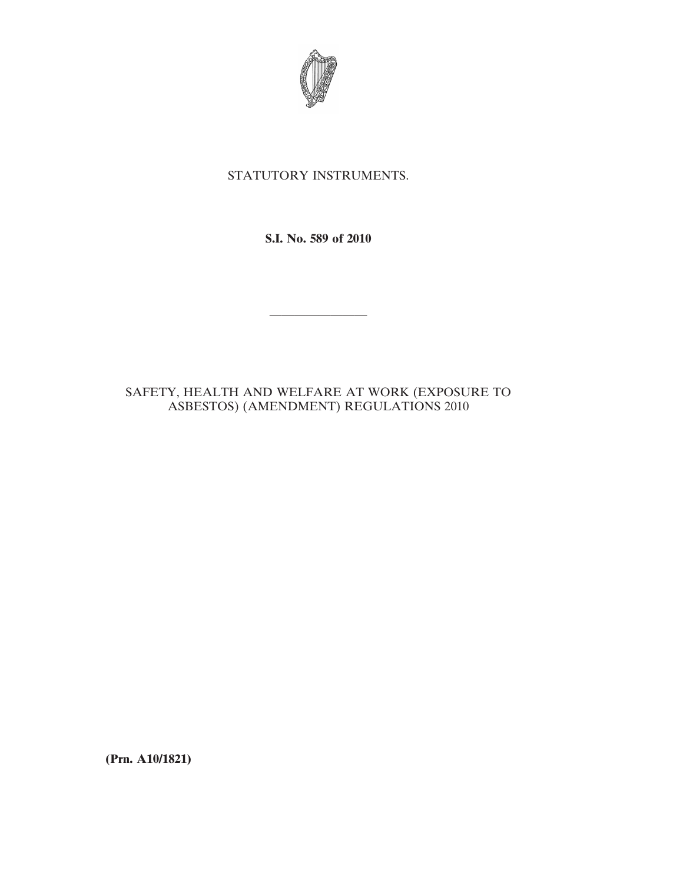STATUTORY INSTRUMENTS.

**S.I. No. 589 of 2010**

---

SAFETY, HEALTH AND WELFARE AT WORK (EXPOSURE TO ASBESTOS) (AMENDMENT) REGULATIONS 2010

**(Prn. A10/1821)**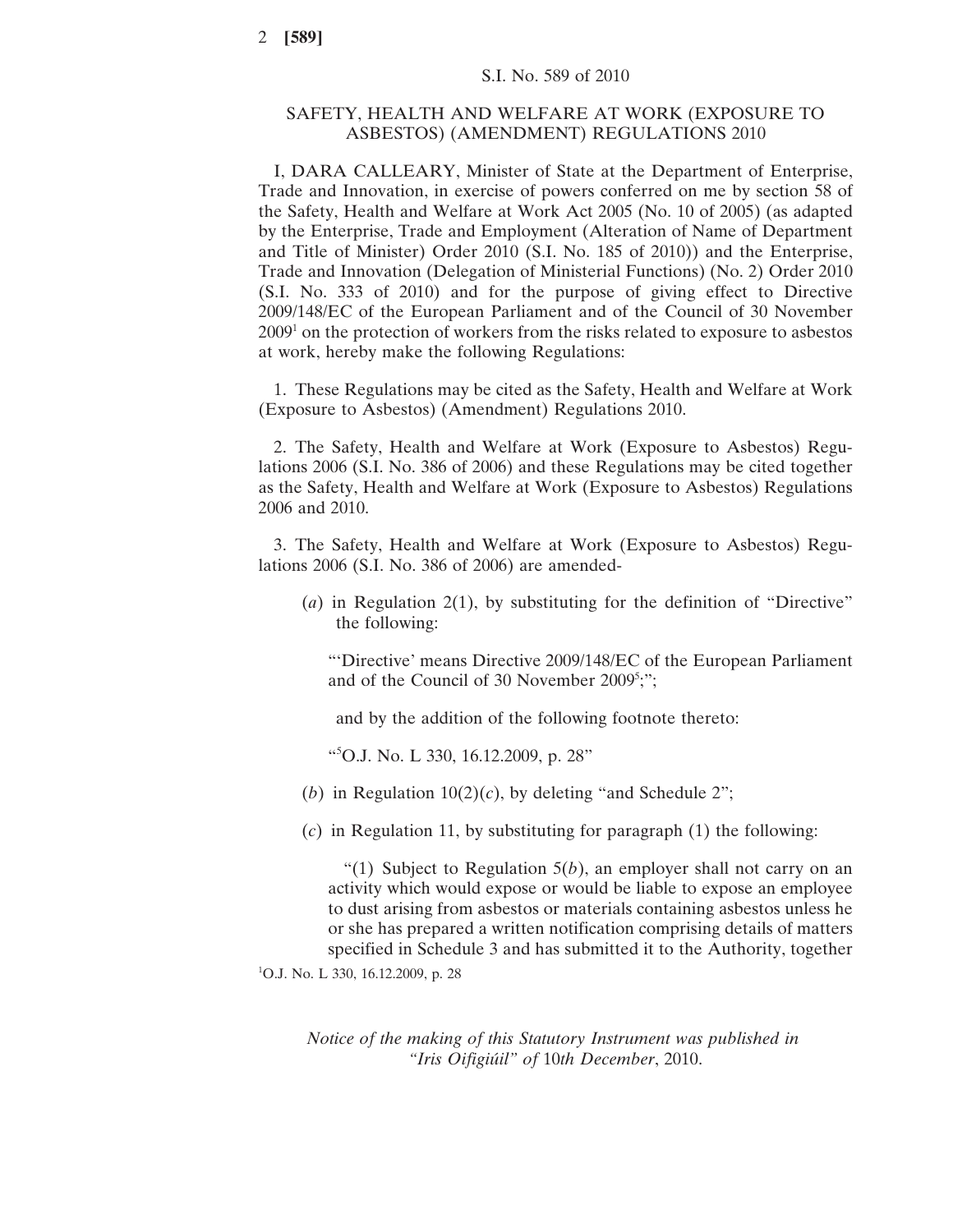S.I. No. 589 of 2010

## SAFETY, HEALTH AND WELFARE AT WORK (EXPOSURE TO ASBESTOS) (AMENDMENT) REGULATIONS 2010

I, DARA CALLEARY, Minister of State at the Department of Enterprise, Trade and Innovation, in exercise of powers conferred on me by section 58 of the Safety, Health and Welfare at Work Act 2005 (No. 10 of 2005) (as adapted by the Enterprise, Trade and Employment (Alteration of Name of Department and Title of Minister) Order 2010 (S.I. No. 185 of 2010)) and the Enterprise, Trade and Innovation (Delegation of Ministerial Functions) (No. 2) Order 2010 (S.I. No. 333 of 2010) and for the purpose of giving effect to Directive 2009/148/EC of the European Parliament and of the Council of 30 November 2009[1] on the protection of workers from the risks related to exposure to asbestos at work, hereby make the following Regulations:

1. These Regulations may be cited as the Safety, Health and Welfare at Work (Exposure to Asbestos) (Amendment) Regulations 2010.

2. The Safety, Health and Welfare at Work (Exposure to Asbestos) Regulations 2006 (S.I. No. 386 of 2006) and these Regulations may be cited together as the Safety, Health and Welfare at Work (Exposure to Asbestos) Regulations 2006 and 2010.

3. The Safety, Health and Welfare at Work (Exposure to Asbestos) Regulations 2006 (S.I. No. 386 of 2006) are amended-

(*a*) in Regulation 2(1), by substituting for the definition of "Directive" the following:

"'Directive' means Directive 2009/148/EC of the European Parliament and of the Council of 30 November 2009[5];";

and by the addition of the following footnote thereto:

"[5]O.J. No. L 330, 16.12.2009, p. 28"

(*b*) in Regulation 10(2)(*c*), by deleting "and Schedule 2";

(*c*) in Regulation 11, by substituting for paragraph (1) the following:

"(1) Subject to Regulation 5(*b*), an employer shall not carry on an activity which would expose or would be liable to expose an employee to dust arising from asbestos or materials containing asbestos unless he or she has prepared a written notification comprising details of matters specified in Schedule 3 and has submitted it to the Authority, together

[1]O.J. No. L 330, 16.12.2009, p. 28

*Notice of the making of this Statutory Instrument was published in "Iris Oifigiúil" of 10th December, 2010.*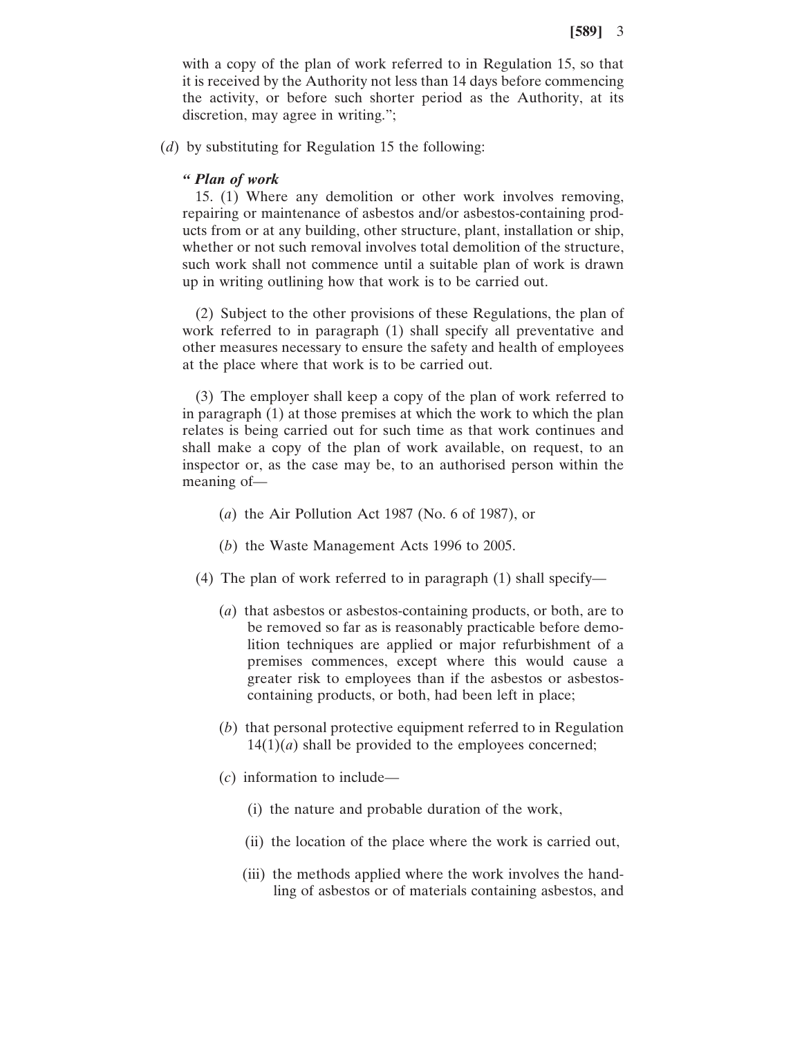with a copy of the plan of work referred to in Regulation 15, so that it is received by the Authority not less than 14 days before commencing the activity, or before such shorter period as the Authority, at its discretion, may agree in writing.”;

(*d*) by substituting for Regulation 15 the following:

“ ***Plan of work***

15. (1) Where any demolition or other work involves removing, repairing or maintenance of asbestos and/or asbestos-containing products from or at any building, other structure, plant, installation or ship, whether or not such removal involves total demolition of the structure, such work shall not commence until a suitable plan of work is drawn up in writing outlining how that work is to be carried out.

(2) Subject to the other provisions of these Regulations, the plan of work referred to in paragraph (1) shall specify all preventative and other measures necessary to ensure the safety and health of employees at the place where that work is to be carried out.

(3) The employer shall keep a copy of the plan of work referred to in paragraph (1) at those premises at which the work to which the plan relates is being carried out for such time as that work continues and shall make a copy of the plan of work available, on request, to an inspector or, as the case may be, to an authorised person within the meaning of—

(*a*) the Air Pollution Act 1987 (No. 6 of 1987), or

(*b*) the Waste Management Acts 1996 to 2005.

(4) The plan of work referred to in paragraph (1) shall specify—

(*a*) that asbestos or asbestos-containing products, or both, are to be removed so far as is reasonably practicable before demolition techniques are applied or major refurbishment of a premises commences, except where this would cause a greater risk to employees than if the asbestos or asbestos-containing products, or both, had been left in place;

(*b*) that personal protective equipment referred to in Regulation 14(1)(*a*) shall be provided to the employees concerned;

(*c*) information to include—

(i) the nature and probable duration of the work,

(ii) the location of the place where the work is carried out,

(iii) the methods applied where the work involves the handling of asbestos or of materials containing asbestos, and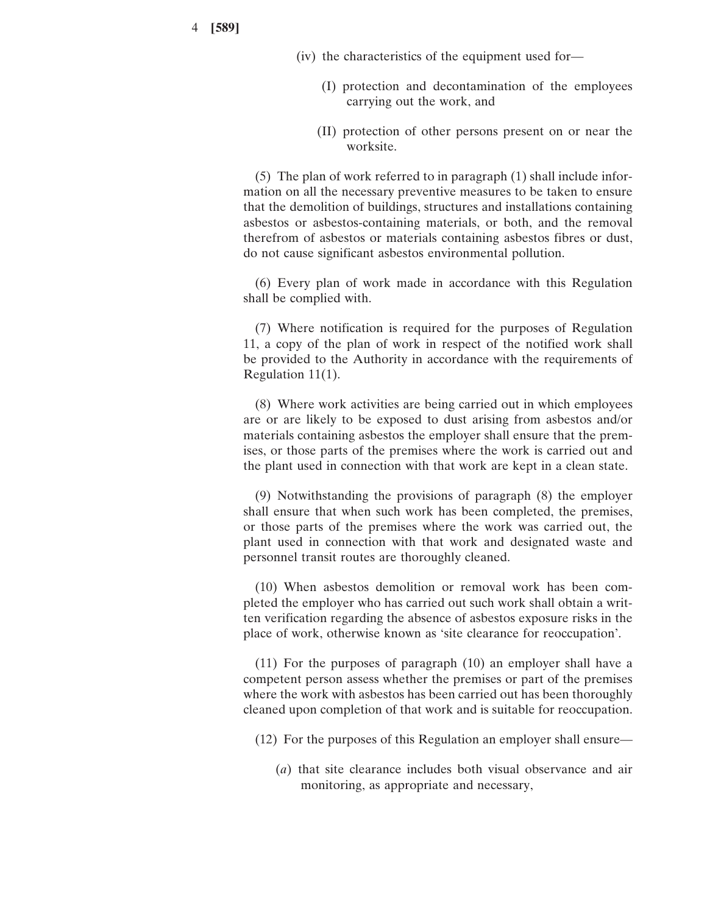(iv) the characteristics of the equipment used for—

(I) protection and decontamination of the employees carrying out the work, and

(II) protection of other persons present on or near the worksite.

(5) The plan of work referred to in paragraph (1) shall include information on all the necessary preventive measures to be taken to ensure that the demolition of buildings, structures and installations containing asbestos or asbestos-containing materials, or both, and the removal therefrom of asbestos or materials containing asbestos fibres or dust, do not cause significant asbestos environmental pollution.

(6) Every plan of work made in accordance with this Regulation shall be complied with.

(7) Where notification is required for the purposes of Regulation 11, a copy of the plan of work in respect of the notified work shall be provided to the Authority in accordance with the requirements of Regulation 11(1).

(8) Where work activities are being carried out in which employees are or are likely to be exposed to dust arising from asbestos and/or materials containing asbestos the employer shall ensure that the premises, or those parts of the premises where the work is carried out and the plant used in connection with that work are kept in a clean state.

(9) Notwithstanding the provisions of paragraph (8) the employer shall ensure that when such work has been completed, the premises, or those parts of the premises where the work was carried out, the plant used in connection with that work and designated waste and personnel transit routes are thoroughly cleaned.

(10) When asbestos demolition or removal work has been completed the employer who has carried out such work shall obtain a written verification regarding the absence of asbestos exposure risks in the place of work, otherwise known as 'site clearance for reoccupation'.

(11) For the purposes of paragraph (10) an employer shall have a competent person assess whether the premises or part of the premises where the work with asbestos has been carried out has been thoroughly cleaned upon completion of that work and is suitable for reoccupation.

(12) For the purposes of this Regulation an employer shall ensure—

(*a*) that site clearance includes both visual observance and air monitoring, as appropriate and necessary,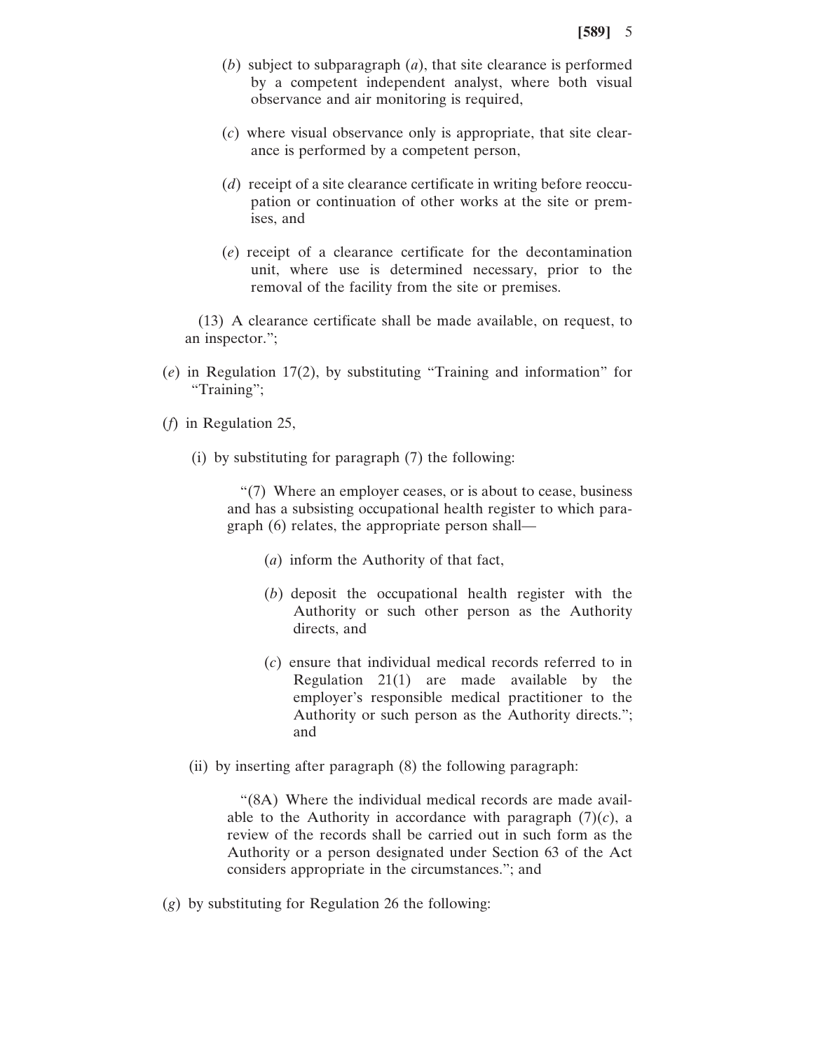(*b*) subject to subparagraph (*a*), that site clearance is performed by a competent independent analyst, where both visual observance and air monitoring is required,

(*c*) where visual observance only is appropriate, that site clearance is performed by a competent person,

(*d*) receipt of a site clearance certificate in writing before reoccupation or continuation of other works at the site or premises, and

(*e*) receipt of a clearance certificate for the decontamination unit, where use is determined necessary, prior to the removal of the facility from the site or premises.

(13) A clearance certificate shall be made available, on request, to an inspector.";

(*e*) in Regulation 17(2), by substituting "Training and information" for "Training";

(*f*) in Regulation 25,

(i) by substituting for paragraph (7) the following:

"(7) Where an employer ceases, or is about to cease, business and has a subsisting occupational health register to which paragraph (6) relates, the appropriate person shall—

(*a*) inform the Authority of that fact,

(*b*) deposit the occupational health register with the Authority or such other person as the Authority directs, and

(*c*) ensure that individual medical records referred to in Regulation 21(1) are made available by the employer's responsible medical practitioner to the Authority or such person as the Authority directs."; and

(ii) by inserting after paragraph (8) the following paragraph:

"(8A) Where the individual medical records are made available to the Authority in accordance with paragraph (7)(*c*), a review of the records shall be carried out in such form as the Authority or a person designated under Section 63 of the Act considers appropriate in the circumstances."; and

(*g*) by substituting for Regulation 26 the following: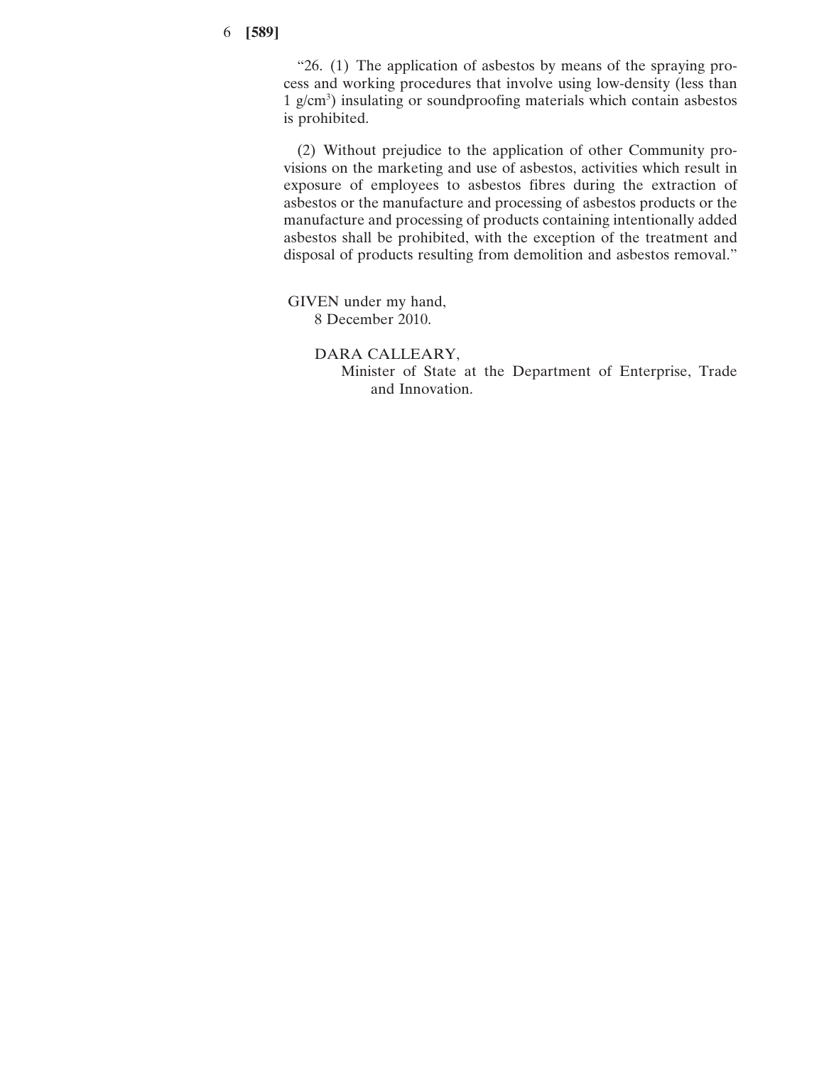"26. (1) The application of asbestos by means of the spraying process and working procedures that involve using low-density (less than 1 g/cm$^3$) insulating or soundproofing materials which contain asbestos is prohibited.

(2) Without prejudice to the application of other Community provisions on the marketing and use of asbestos, activities which result in exposure of employees to asbestos fibres during the extraction of asbestos or the manufacture and processing of asbestos products or the manufacture and processing of products containing intentionally added asbestos shall be prohibited, with the exception of the treatment and disposal of products resulting from demolition and asbestos removal."

GIVEN under my hand,
8 December 2010.

DARA CALLEARY,
Minister of State at the Department of Enterprise, Trade and Innovation.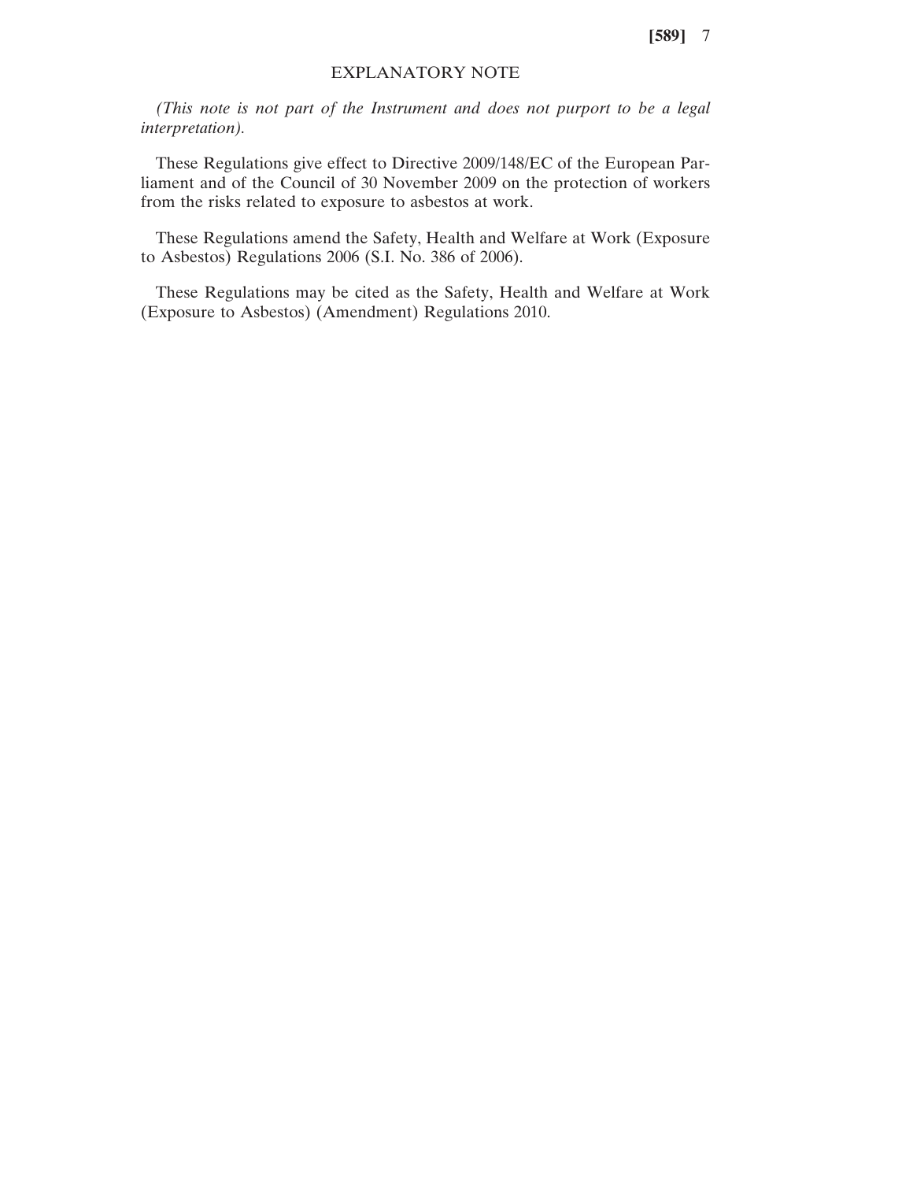EXPLANATORY NOTE

*(This note is not part of the Instrument and does not purport to be a legal interpretation).*

These Regulations give effect to Directive 2009/148/EC of the European Parliament and of the Council of 30 November 2009 on the protection of workers from the risks related to exposure to asbestos at work.

These Regulations amend the Safety, Health and Welfare at Work (Exposure to Asbestos) Regulations 2006 (S.I. No. 386 of 2006).

These Regulations may be cited as the Safety, Health and Welfare at Work (Exposure to Asbestos) (Amendment) Regulations 2010.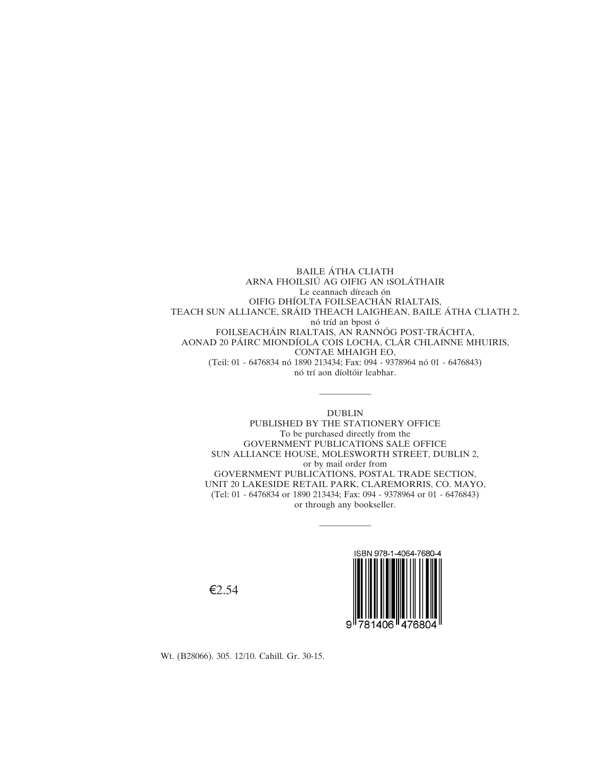BAILE ÁTHA CLIATH
ARNA FHOILSIÚ AG OIFIG AN tSOLÁTHAIR
Le ceannach díreach ón
OIFIG DHÍOLTA FOILSEACHÁN RIALTAIS,
TEACH SUN ALLIANCE, SRÁID THEACH LAIGHEAN, BAILE ÁTHA CLIATH 2,
nó tríd an bpost ó
FOILSEACHÁIN RIALTAIS, AN RANNÓG POST-TRÁCHTA,
AONAD 20 PÁIRC MIONDÍOLA COIS LOCHA, CLÁR CHLAINNE MHUIRIS,
CONTAE MHAIGH EO,
(Teil: 01 - 6476834 nó 1890 213434; Fax: 094 - 9378964 nó 01 - 6476843)
nó trí aon díoltóir leabhar.

---

DUBLIN
PUBLISHED BY THE STATIONERY OFFICE
To be purchased directly from the
GOVERNMENT PUBLICATIONS SALE OFFICE
SUN ALLIANCE HOUSE, MOLESWORTH STREET, DUBLIN 2,
or by mail order from
GOVERNMENT PUBLICATIONS, POSTAL TRADE SECTION,
UNIT 20 LAKESIDE RETAIL PARK, CLAREMORRIS, CO. MAYO,
(Tel: 01 - 6476834 or 1890 213434; Fax: 094 - 9378964 or 01 - 6476843)
or through any bookseller.

---

€2.54

ISBN 978-1-4064-7680-4

9 781406 476804

Wt. (B28066). 305. 12/10. Cahill. Gr. 30-15.